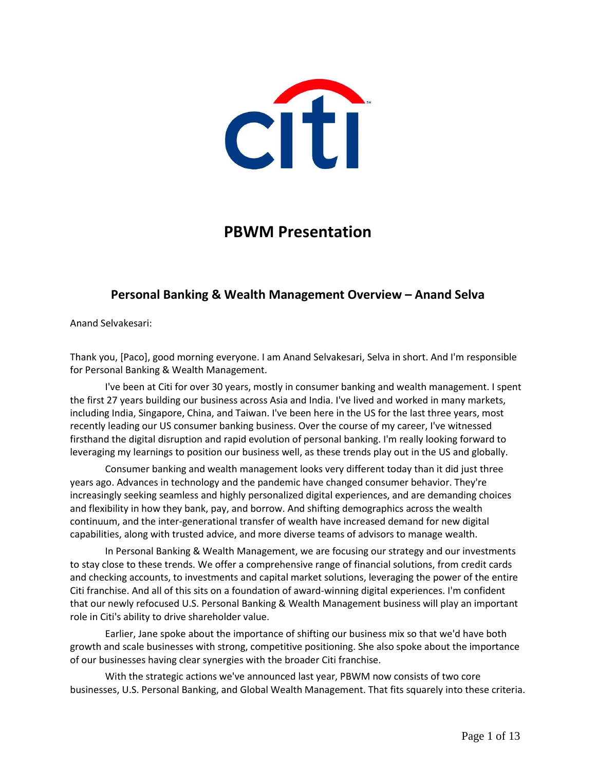# PBWM Presentation

## Personal Banking & Wealth Management Overview – Anand Selva

Anand Selvakesari:

Thank you, [Paco], good morning everyone. I am Anand Selvakesari, Selva in short. And I'm responsible for Personal Banking & Wealth Management.

I've been at Citi for over 30 years, mostly in consumer banking and wealth management. I spent the first 27 years building our business across Asia and India. I've lived and worked in many markets, including India, Singapore, China, and Taiwan. I've been here in the US for the last three years, most recently leading our US consumer banking business. Over the course of my career, I've witnessed firsthand the digital disruption and rapid evolution of personal banking. I'm really looking forward to leveraging my learnings to position our business well, as these trends play out in the US and globally.

Consumer banking and wealth management looks very different today than it did just three years ago. Advances in technology and the pandemic have changed consumer behavior. They're increasingly seeking seamless and highly personalized digital experiences, and are demanding choices and flexibility in how they bank, pay, and borrow. And shifting demographics across the wealth continuum, and the inter-generational transfer of wealth have increased demand for new digital capabilities, along with trusted advice, and more diverse teams of advisors to manage wealth.

In Personal Banking & Wealth Management, we are focusing our strategy and our investments to stay close to these trends. We offer a comprehensive range of financial solutions, from credit cards and checking accounts, to investments and capital market solutions, leveraging the power of the entire Citi franchise. And all of this sits on a foundation of award-winning digital experiences. I'm confident that our newly refocused U.S. Personal Banking & Wealth Management business will play an important role in Citi's ability to drive shareholder value.

Earlier, Jane spoke about the importance of shifting our business mix so that we'd have both growth and scale businesses with strong, competitive positioning. She also spoke about the importance of our businesses having clear synergies with the broader Citi franchise.

With the strategic actions we've announced last year, PBWM now consists of two core businesses, U.S. Personal Banking, and Global Wealth Management. That fits squarely into these criteria.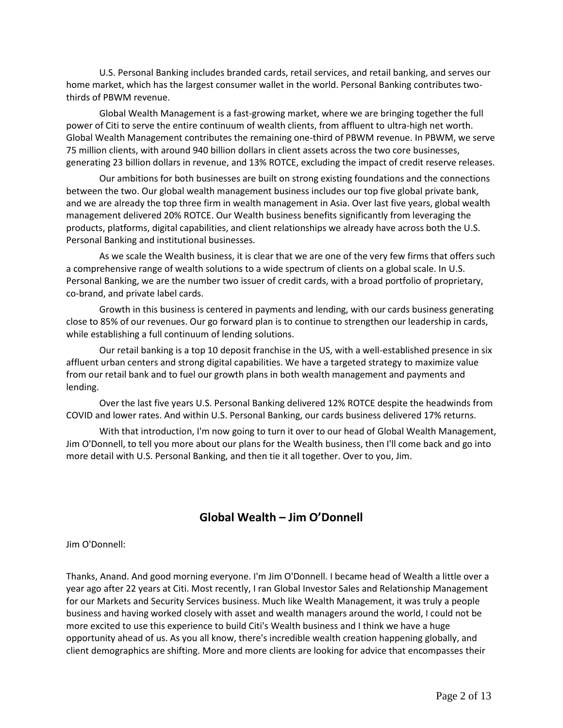U.S. Personal Banking includes branded cards, retail services, and retail banking, and serves our home market, which has the largest consumer wallet in the world. Personal Banking contributes two-thirds of PBWM revenue.

Global Wealth Management is a fast-growing market, where we are bringing together the full power of Citi to serve the entire continuum of wealth clients, from affluent to ultra-high net worth. Global Wealth Management contributes the remaining one-third of PBWM revenue. In PBWM, we serve 75 million clients, with around 940 billion dollars in client assets across the two core businesses, generating 23 billion dollars in revenue, and 13% ROTCE, excluding the impact of credit reserve releases.

Our ambitions for both businesses are built on strong existing foundations and the connections between the two. Our global wealth management business includes our top five global private bank, and we are already the top three firm in wealth management in Asia. Over last five years, global wealth management delivered 20% ROTCE. Our Wealth business benefits significantly from leveraging the products, platforms, digital capabilities, and client relationships we already have across both the U.S. Personal Banking and institutional businesses.

As we scale the Wealth business, it is clear that we are one of the very few firms that offers such a comprehensive range of wealth solutions to a wide spectrum of clients on a global scale. In U.S. Personal Banking, we are the number two issuer of credit cards, with a broad portfolio of proprietary, co-brand, and private label cards.

Growth in this business is centered in payments and lending, with our cards business generating close to 85% of our revenues. Our go forward plan is to continue to strengthen our leadership in cards, while establishing a full continuum of lending solutions.

Our retail banking is a top 10 deposit franchise in the US, with a well-established presence in six affluent urban centers and strong digital capabilities. We have a targeted strategy to maximize value from our retail bank and to fuel our growth plans in both wealth management and payments and lending.

Over the last five years U.S. Personal Banking delivered 12% ROTCE despite the headwinds from COVID and lower rates. And within U.S. Personal Banking, our cards business delivered 17% returns.

With that introduction, I'm now going to turn it over to our head of Global Wealth Management, Jim O'Donnell, to tell you more about our plans for the Wealth business, then I'll come back and go into more detail with U.S. Personal Banking, and then tie it all together. Over to you, Jim.

## Global Wealth – Jim O'Donnell

Jim O'Donnell:

Thanks, Anand. And good morning everyone. I'm Jim O'Donnell. I became head of Wealth a little over a year ago after 22 years at Citi. Most recently, I ran Global Investor Sales and Relationship Management for our Markets and Security Services business. Much like Wealth Management, it was truly a people business and having worked closely with asset and wealth managers around the world, I could not be more excited to use this experience to build Citi's Wealth business and I think we have a huge opportunity ahead of us. As you all know, there's incredible wealth creation happening globally, and client demographics are shifting. More and more clients are looking for advice that encompasses their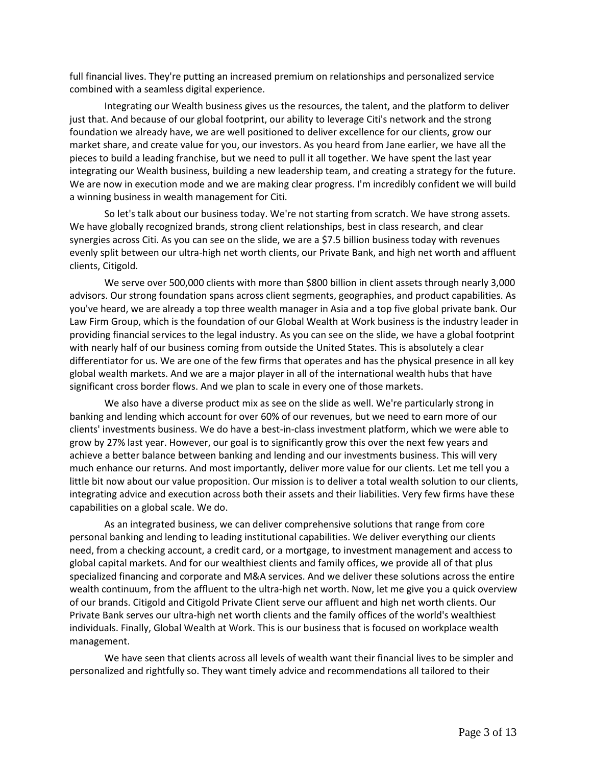full financial lives. They're putting an increased premium on relationships and personalized service combined with a seamless digital experience.

Integrating our Wealth business gives us the resources, the talent, and the platform to deliver just that. And because of our global footprint, our ability to leverage Citi's network and the strong foundation we already have, we are well positioned to deliver excellence for our clients, grow our market share, and create value for you, our investors. As you heard from Jane earlier, we have all the pieces to build a leading franchise, but we need to pull it all together. We have spent the last year integrating our Wealth business, building a new leadership team, and creating a strategy for the future. We are now in execution mode and we are making clear progress. I'm incredibly confident we will build a winning business in wealth management for Citi.

So let's talk about our business today. We're not starting from scratch. We have strong assets. We have globally recognized brands, strong client relationships, best in class research, and clear synergies across Citi. As you can see on the slide, we are a $7.5 billion business today with revenues evenly split between our ultra-high net worth clients, our Private Bank, and high net worth and affluent clients, Citigold.

We serve over 500,000 clients with more than $800 billion in client assets through nearly 3,000 advisors. Our strong foundation spans across client segments, geographies, and product capabilities. As you've heard, we are already a top three wealth manager in Asia and a top five global private bank. Our Law Firm Group, which is the foundation of our Global Wealth at Work business is the industry leader in providing financial services to the legal industry. As you can see on the slide, we have a global footprint with nearly half of our business coming from outside the United States. This is absolutely a clear differentiator for us. We are one of the few firms that operates and has the physical presence in all key global wealth markets. And we are a major player in all of the international wealth hubs that have significant cross border flows. And we plan to scale in every one of those markets.

We also have a diverse product mix as see on the slide as well. We're particularly strong in banking and lending which account for over 60% of our revenues, but we need to earn more of our clients' investments business. We do have a best-in-class investment platform, which we were able to grow by 27% last year. However, our goal is to significantly grow this over the next few years and achieve a better balance between banking and lending and our investments business. This will very much enhance our returns. And most importantly, deliver more value for our clients. Let me tell you a little bit now about our value proposition. Our mission is to deliver a total wealth solution to our clients, integrating advice and execution across both their assets and their liabilities. Very few firms have these capabilities on a global scale. We do.

As an integrated business, we can deliver comprehensive solutions that range from core personal banking and lending to leading institutional capabilities. We deliver everything our clients need, from a checking account, a credit card, or a mortgage, to investment management and access to global capital markets. And for our wealthiest clients and family offices, we provide all of that plus specialized financing and corporate and M&A services. And we deliver these solutions across the entire wealth continuum, from the affluent to the ultra-high net worth. Now, let me give you a quick overview of our brands. Citigold and Citigold Private Client serve our affluent and high net worth clients. Our Private Bank serves our ultra-high net worth clients and the family offices of the world's wealthiest individuals. Finally, Global Wealth at Work. This is our business that is focused on workplace wealth management.

We have seen that clients across all levels of wealth want their financial lives to be simpler and personalized and rightfully so. They want timely advice and recommendations all tailored to their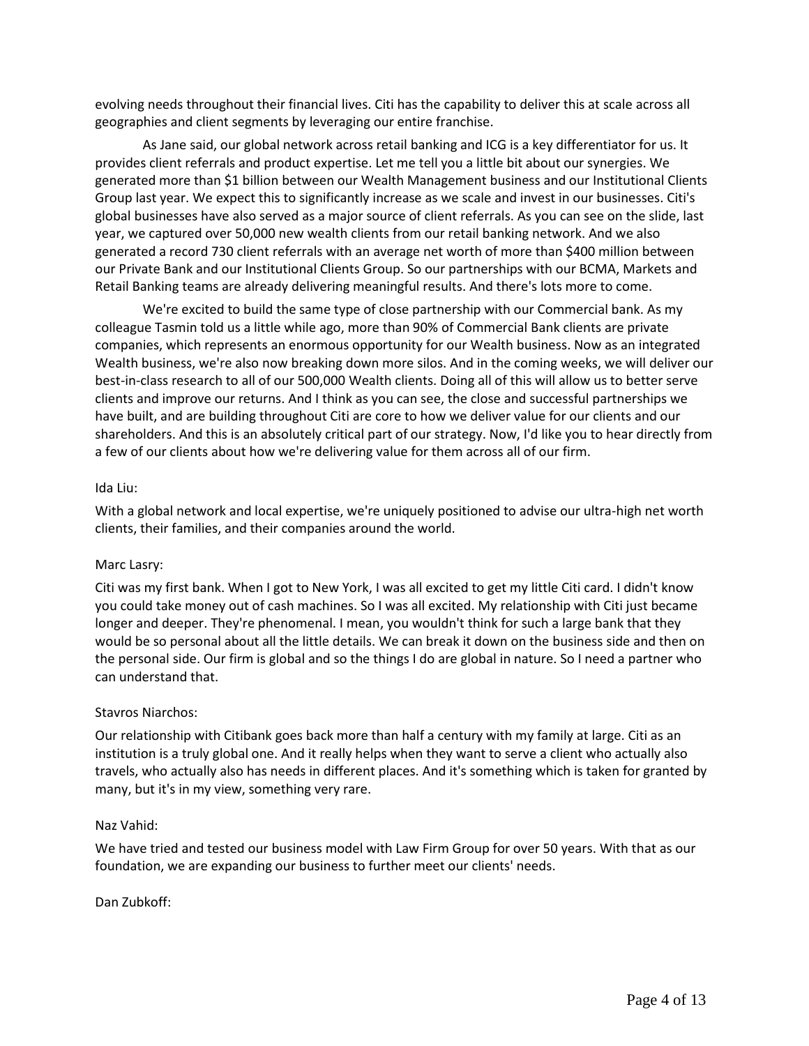evolving needs throughout their financial lives. Citi has the capability to deliver this at scale across all geographies and client segments by leveraging our entire franchise.

As Jane said, our global network across retail banking and ICG is a key differentiator for us. It provides client referrals and product expertise. Let me tell you a little bit about our synergies. We generated more than $1 billion between our Wealth Management business and our Institutional Clients Group last year. We expect this to significantly increase as we scale and invest in our businesses. Citi's global businesses have also served as a major source of client referrals. As you can see on the slide, last year, we captured over 50,000 new wealth clients from our retail banking network. And we also generated a record 730 client referrals with an average net worth of more than $400 million between our Private Bank and our Institutional Clients Group. So our partnerships with our BCMA, Markets and Retail Banking teams are already delivering meaningful results. And there's lots more to come.

We're excited to build the same type of close partnership with our Commercial bank. As my colleague Tasmin told us a little while ago, more than 90% of Commercial Bank clients are private companies, which represents an enormous opportunity for our Wealth business. Now as an integrated Wealth business, we're also now breaking down more silos. And in the coming weeks, we will deliver our best-in-class research to all of our 500,000 Wealth clients. Doing all of this will allow us to better serve clients and improve our returns. And I think as you can see, the close and successful partnerships we have built, and are building throughout Citi are core to how we deliver value for our clients and our shareholders. And this is an absolutely critical part of our strategy. Now, I'd like you to hear directly from a few of our clients about how we're delivering value for them across all of our firm.

Ida Liu:

With a global network and local expertise, we're uniquely positioned to advise our ultra-high net worth clients, their families, and their companies around the world.

Marc Lasry:

Citi was my first bank. When I got to New York, I was all excited to get my little Citi card. I didn't know you could take money out of cash machines. So I was all excited. My relationship with Citi just became longer and deeper. They're phenomenal. I mean, you wouldn't think for such a large bank that they would be so personal about all the little details. We can break it down on the business side and then on the personal side. Our firm is global and so the things I do are global in nature. So I need a partner who can understand that.

Stavros Niarchos:

Our relationship with Citibank goes back more than half a century with my family at large. Citi as an institution is a truly global one. And it really helps when they want to serve a client who actually also travels, who actually also has needs in different places. And it's something which is taken for granted by many, but it's in my view, something very rare.

Naz Vahid:

We have tried and tested our business model with Law Firm Group for over 50 years. With that as our foundation, we are expanding our business to further meet our clients' needs.

Dan Zubkoff: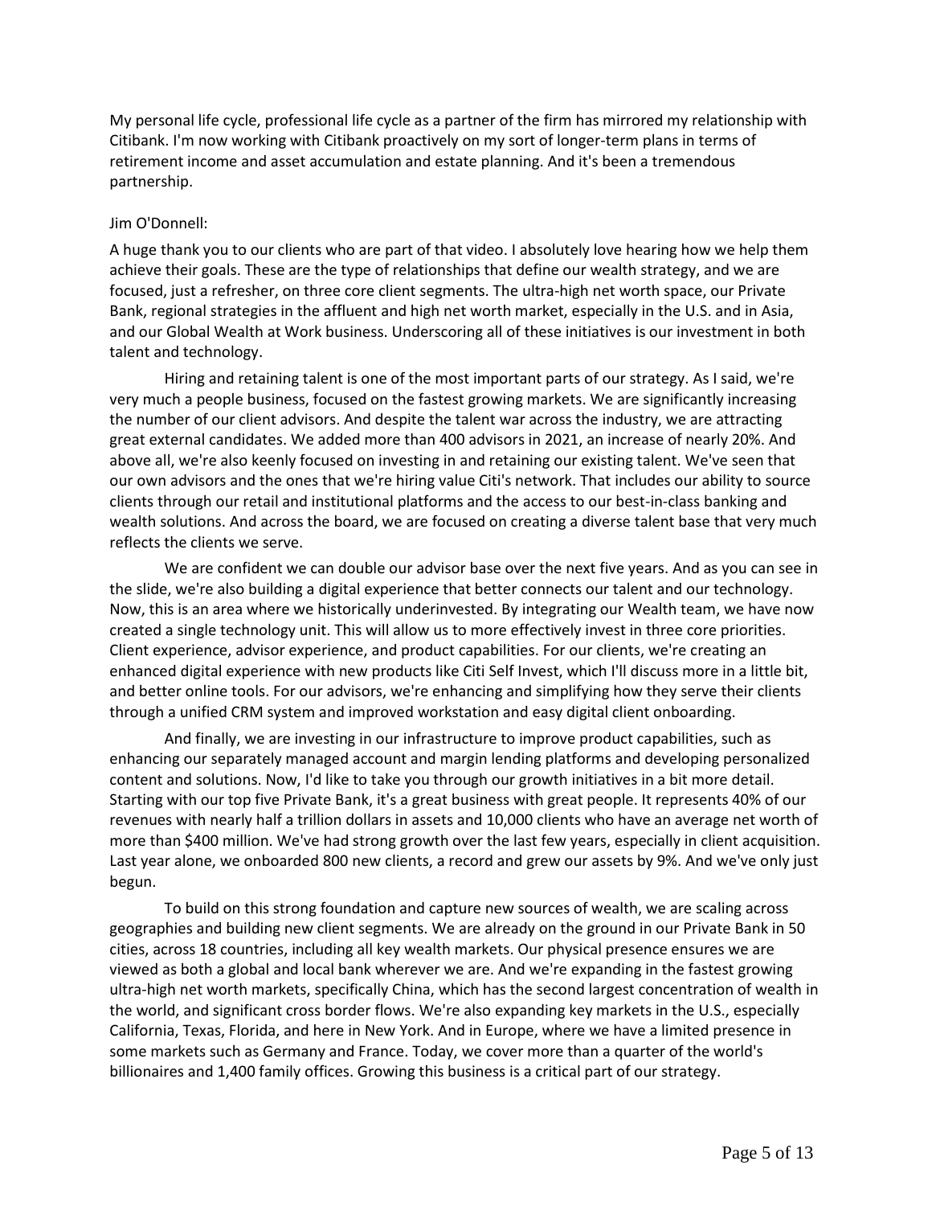My personal life cycle, professional life cycle as a partner of the firm has mirrored my relationship with Citibank. I'm now working with Citibank proactively on my sort of longer-term plans in terms of retirement income and asset accumulation and estate planning. And it's been a tremendous partnership.

Jim O'Donnell:

A huge thank you to our clients who are part of that video. I absolutely love hearing how we help them achieve their goals. These are the type of relationships that define our wealth strategy, and we are focused, just a refresher, on three core client segments. The ultra-high net worth space, our Private Bank, regional strategies in the affluent and high net worth market, especially in the U.S. and in Asia, and our Global Wealth at Work business. Underscoring all of these initiatives is our investment in both talent and technology.

Hiring and retaining talent is one of the most important parts of our strategy. As I said, we're very much a people business, focused on the fastest growing markets. We are significantly increasing the number of our client advisors. And despite the talent war across the industry, we are attracting great external candidates. We added more than 400 advisors in 2021, an increase of nearly 20%. And above all, we're also keenly focused on investing in and retaining our existing talent. We've seen that our own advisors and the ones that we're hiring value Citi's network. That includes our ability to source clients through our retail and institutional platforms and the access to our best-in-class banking and wealth solutions. And across the board, we are focused on creating a diverse talent base that very much reflects the clients we serve.

We are confident we can double our advisor base over the next five years. And as you can see in the slide, we're also building a digital experience that better connects our talent and our technology. Now, this is an area where we historically underinvested. By integrating our Wealth team, we have now created a single technology unit. This will allow us to more effectively invest in three core priorities. Client experience, advisor experience, and product capabilities. For our clients, we're creating an enhanced digital experience with new products like Citi Self Invest, which I'll discuss more in a little bit, and better online tools. For our advisors, we're enhancing and simplifying how they serve their clients through a unified CRM system and improved workstation and easy digital client onboarding.

And finally, we are investing in our infrastructure to improve product capabilities, such as enhancing our separately managed account and margin lending platforms and developing personalized content and solutions. Now, I'd like to take you through our growth initiatives in a bit more detail. Starting with our top five Private Bank, it's a great business with great people. It represents 40% of our revenues with nearly half a trillion dollars in assets and 10,000 clients who have an average net worth of more than $400 million. We've had strong growth over the last few years, especially in client acquisition. Last year alone, we onboarded 800 new clients, a record and grew our assets by 9%. And we've only just begun.

To build on this strong foundation and capture new sources of wealth, we are scaling across geographies and building new client segments. We are already on the ground in our Private Bank in 50 cities, across 18 countries, including all key wealth markets. Our physical presence ensures we are viewed as both a global and local bank wherever we are. And we're expanding in the fastest growing ultra-high net worth markets, specifically China, which has the second largest concentration of wealth in the world, and significant cross border flows. We're also expanding key markets in the U.S., especially California, Texas, Florida, and here in New York. And in Europe, where we have a limited presence in some markets such as Germany and France. Today, we cover more than a quarter of the world's billionaires and 1,400 family offices. Growing this business is a critical part of our strategy.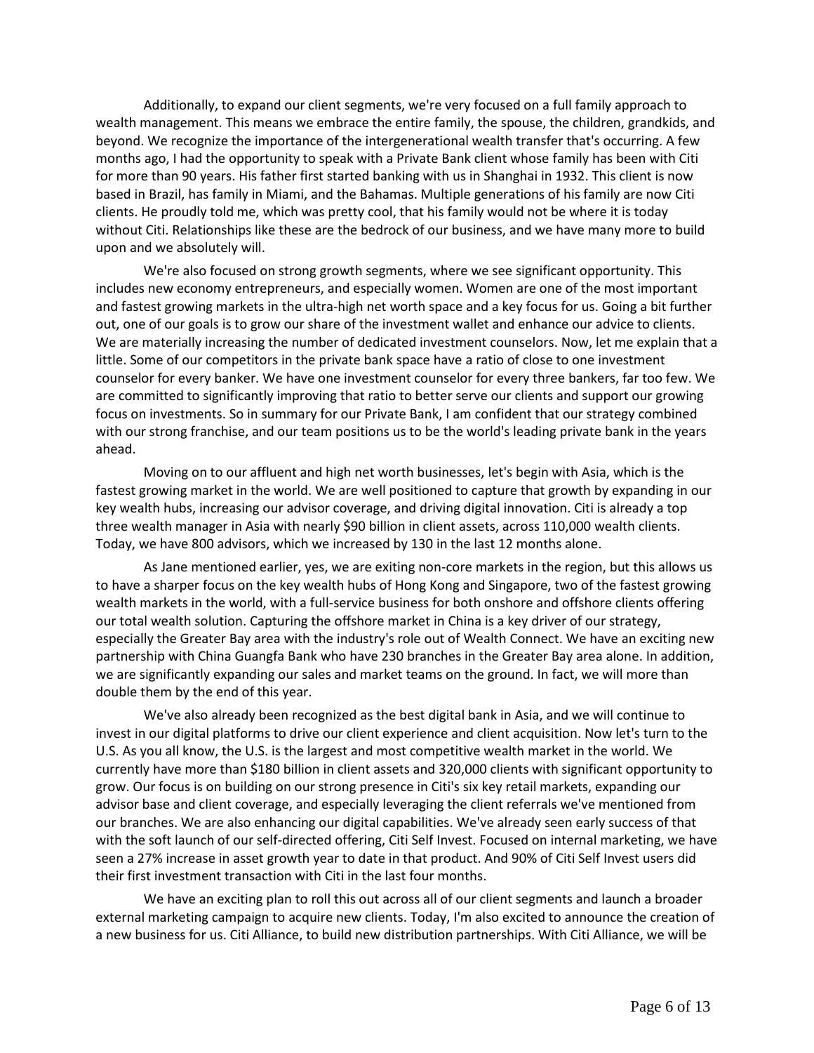Additionally, to expand our client segments, we're very focused on a full family approach to wealth management. This means we embrace the entire family, the spouse, the children, grandkids, and beyond. We recognize the importance of the intergenerational wealth transfer that's occurring. A few months ago, I had the opportunity to speak with a Private Bank client whose family has been with Citi for more than 90 years. His father first started banking with us in Shanghai in 1932. This client is now based in Brazil, has family in Miami, and the Bahamas. Multiple generations of his family are now Citi clients. He proudly told me, which was pretty cool, that his family would not be where it is today without Citi. Relationships like these are the bedrock of our business, and we have many more to build upon and we absolutely will.

We're also focused on strong growth segments, where we see significant opportunity. This includes new economy entrepreneurs, and especially women. Women are one of the most important and fastest growing markets in the ultra-high net worth space and a key focus for us. Going a bit further out, one of our goals is to grow our share of the investment wallet and enhance our advice to clients. We are materially increasing the number of dedicated investment counselors. Now, let me explain that a little. Some of our competitors in the private bank space have a ratio of close to one investment counselor for every banker. We have one investment counselor for every three bankers, far too few. We are committed to significantly improving that ratio to better serve our clients and support our growing focus on investments. So in summary for our Private Bank, I am confident that our strategy combined with our strong franchise, and our team positions us to be the world's leading private bank in the years ahead.

Moving on to our affluent and high net worth businesses, let's begin with Asia, which is the fastest growing market in the world. We are well positioned to capture that growth by expanding in our key wealth hubs, increasing our advisor coverage, and driving digital innovation. Citi is already a top three wealth manager in Asia with nearly $90 billion in client assets, across 110,000 wealth clients. Today, we have 800 advisors, which we increased by 130 in the last 12 months alone.

As Jane mentioned earlier, yes, we are exiting non-core markets in the region, but this allows us to have a sharper focus on the key wealth hubs of Hong Kong and Singapore, two of the fastest growing wealth markets in the world, with a full-service business for both onshore and offshore clients offering our total wealth solution. Capturing the offshore market in China is a key driver of our strategy, especially the Greater Bay area with the industry's role out of Wealth Connect. We have an exciting new partnership with China Guangfa Bank who have 230 branches in the Greater Bay area alone. In addition, we are significantly expanding our sales and market teams on the ground. In fact, we will more than double them by the end of this year.

We've also already been recognized as the best digital bank in Asia, and we will continue to invest in our digital platforms to drive our client experience and client acquisition. Now let's turn to the U.S. As you all know, the U.S. is the largest and most competitive wealth market in the world. We currently have more than $180 billion in client assets and 320,000 clients with significant opportunity to grow. Our focus is on building on our strong presence in Citi's six key retail markets, expanding our advisor base and client coverage, and especially leveraging the client referrals we've mentioned from our branches. We are also enhancing our digital capabilities. We've already seen early success of that with the soft launch of our self-directed offering, Citi Self Invest. Focused on internal marketing, we have seen a 27% increase in asset growth year to date in that product. And 90% of Citi Self Invest users did their first investment transaction with Citi in the last four months.

We have an exciting plan to roll this out across all of our client segments and launch a broader external marketing campaign to acquire new clients. Today, I'm also excited to announce the creation of a new business for us. Citi Alliance, to build new distribution partnerships. With Citi Alliance, we will be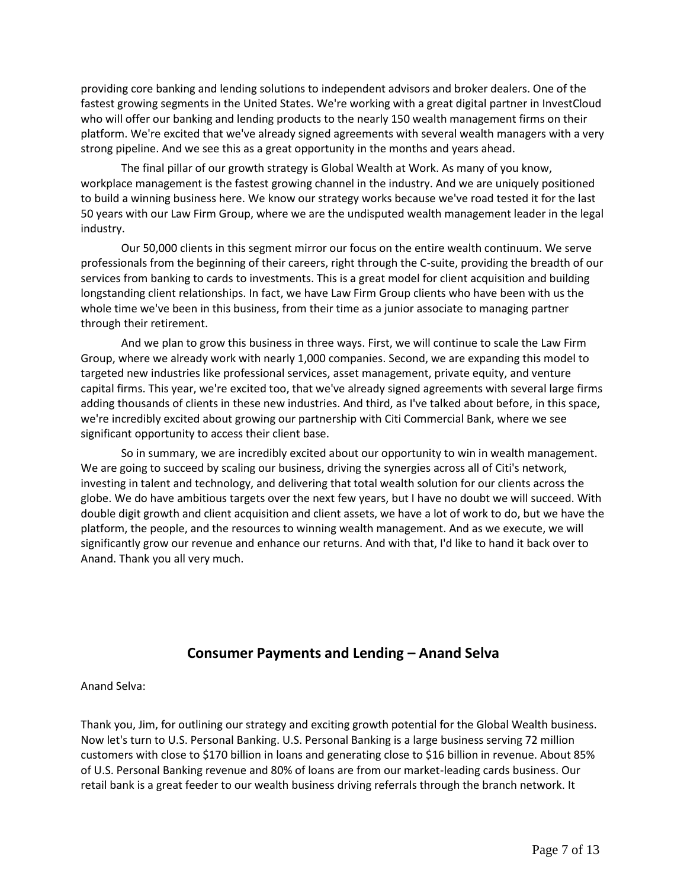providing core banking and lending solutions to independent advisors and broker dealers. One of the fastest growing segments in the United States. We're working with a great digital partner in InvestCloud who will offer our banking and lending products to the nearly 150 wealth management firms on their platform. We're excited that we've already signed agreements with several wealth managers with a very strong pipeline. And we see this as a great opportunity in the months and years ahead.

The final pillar of our growth strategy is Global Wealth at Work. As many of you know, workplace management is the fastest growing channel in the industry. And we are uniquely positioned to build a winning business here. We know our strategy works because we've road tested it for the last 50 years with our Law Firm Group, where we are the undisputed wealth management leader in the legal industry.

Our 50,000 clients in this segment mirror our focus on the entire wealth continuum. We serve professionals from the beginning of their careers, right through the C-suite, providing the breadth of our services from banking to cards to investments. This is a great model for client acquisition and building longstanding client relationships. In fact, we have Law Firm Group clients who have been with us the whole time we've been in this business, from their time as a junior associate to managing partner through their retirement.

And we plan to grow this business in three ways. First, we will continue to scale the Law Firm Group, where we already work with nearly 1,000 companies. Second, we are expanding this model to targeted new industries like professional services, asset management, private equity, and venture capital firms. This year, we're excited too, that we've already signed agreements with several large firms adding thousands of clients in these new industries. And third, as I've talked about before, in this space, we're incredibly excited about growing our partnership with Citi Commercial Bank, where we see significant opportunity to access their client base.

So in summary, we are incredibly excited about our opportunity to win in wealth management. We are going to succeed by scaling our business, driving the synergies across all of Citi's network, investing in talent and technology, and delivering that total wealth solution for our clients across the globe. We do have ambitious targets over the next few years, but I have no doubt we will succeed. With double digit growth and client acquisition and client assets, we have a lot of work to do, but we have the platform, the people, and the resources to winning wealth management. And as we execute, we will significantly grow our revenue and enhance our returns. And with that, I'd like to hand it back over to Anand. Thank you all very much.

## Consumer Payments and Lending – Anand Selva

Anand Selva:

Thank you, Jim, for outlining our strategy and exciting growth potential for the Global Wealth business. Now let's turn to U.S. Personal Banking. U.S. Personal Banking is a large business serving 72 million customers with close to $170 billion in loans and generating close to $16 billion in revenue. About 85% of U.S. Personal Banking revenue and 80% of loans are from our market-leading cards business. Our retail bank is a great feeder to our wealth business driving referrals through the branch network. It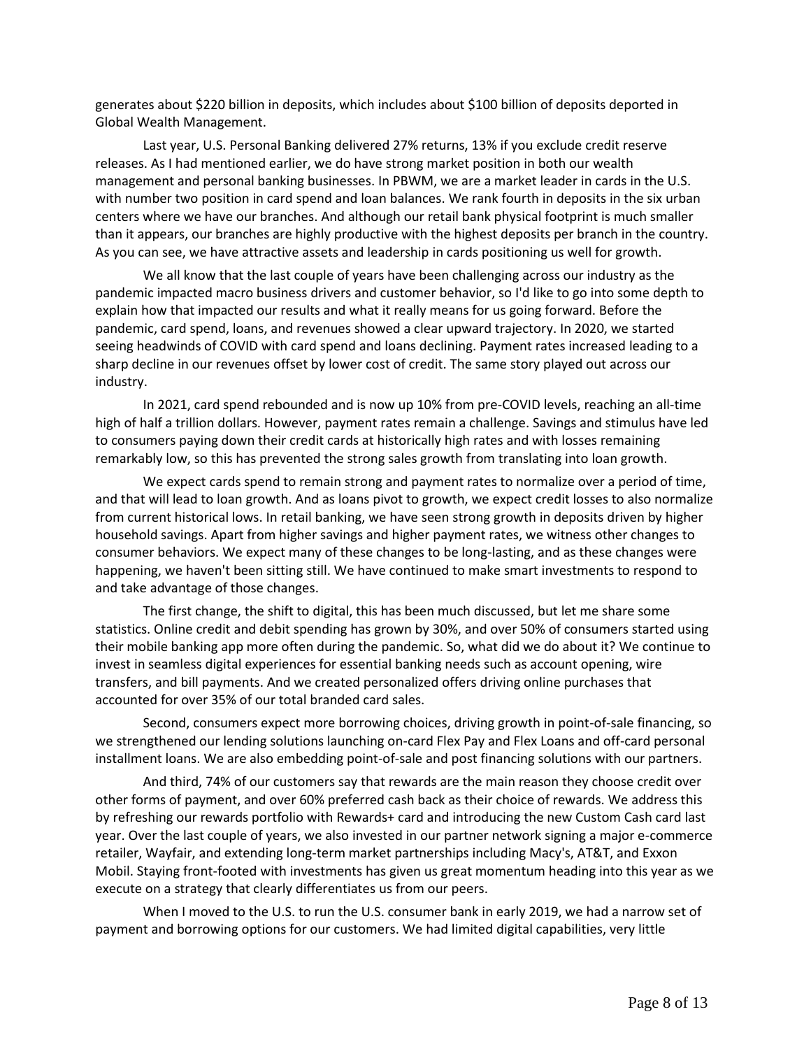generates about $220 billion in deposits, which includes about $100 billion of deposits deported in Global Wealth Management.

Last year, U.S. Personal Banking delivered 27% returns, 13% if you exclude credit reserve releases. As I had mentioned earlier, we do have strong market position in both our wealth management and personal banking businesses. In PBWM, we are a market leader in cards in the U.S. with number two position in card spend and loan balances. We rank fourth in deposits in the six urban centers where we have our branches. And although our retail bank physical footprint is much smaller than it appears, our branches are highly productive with the highest deposits per branch in the country. As you can see, we have attractive assets and leadership in cards positioning us well for growth.

We all know that the last couple of years have been challenging across our industry as the pandemic impacted macro business drivers and customer behavior, so I'd like to go into some depth to explain how that impacted our results and what it really means for us going forward. Before the pandemic, card spend, loans, and revenues showed a clear upward trajectory. In 2020, we started seeing headwinds of COVID with card spend and loans declining. Payment rates increased leading to a sharp decline in our revenues offset by lower cost of credit. The same story played out across our industry.

In 2021, card spend rebounded and is now up 10% from pre-COVID levels, reaching an all-time high of half a trillion dollars. However, payment rates remain a challenge. Savings and stimulus have led to consumers paying down their credit cards at historically high rates and with losses remaining remarkably low, so this has prevented the strong sales growth from translating into loan growth.

We expect cards spend to remain strong and payment rates to normalize over a period of time, and that will lead to loan growth. And as loans pivot to growth, we expect credit losses to also normalize from current historical lows. In retail banking, we have seen strong growth in deposits driven by higher household savings. Apart from higher savings and higher payment rates, we witness other changes to consumer behaviors. We expect many of these changes to be long-lasting, and as these changes were happening, we haven't been sitting still. We have continued to make smart investments to respond to and take advantage of those changes.

The first change, the shift to digital, this has been much discussed, but let me share some statistics. Online credit and debit spending has grown by 30%, and over 50% of consumers started using their mobile banking app more often during the pandemic. So, what did we do about it? We continue to invest in seamless digital experiences for essential banking needs such as account opening, wire transfers, and bill payments. And we created personalized offers driving online purchases that accounted for over 35% of our total branded card sales.

Second, consumers expect more borrowing choices, driving growth in point-of-sale financing, so we strengthened our lending solutions launching on-card Flex Pay and Flex Loans and off-card personal installment loans. We are also embedding point-of-sale and post financing solutions with our partners.

And third, 74% of our customers say that rewards are the main reason they choose credit over other forms of payment, and over 60% preferred cash back as their choice of rewards. We address this by refreshing our rewards portfolio with Rewards+ card and introducing the new Custom Cash card last year. Over the last couple of years, we also invested in our partner network signing a major e-commerce retailer, Wayfair, and extending long-term market partnerships including Macy's, AT&T, and Exxon Mobil. Staying front-footed with investments has given us great momentum heading into this year as we execute on a strategy that clearly differentiates us from our peers.

When I moved to the U.S. to run the U.S. consumer bank in early 2019, we had a narrow set of payment and borrowing options for our customers. We had limited digital capabilities, very little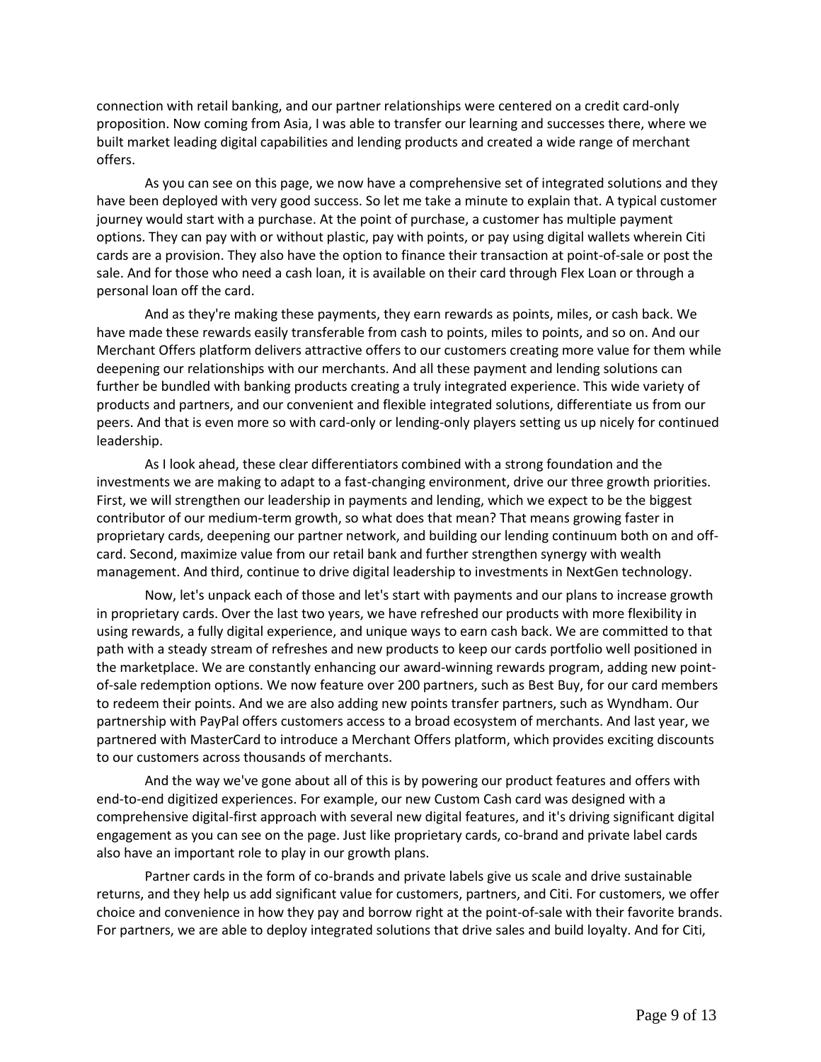connection with retail banking, and our partner relationships were centered on a credit card-only proposition. Now coming from Asia, I was able to transfer our learning and successes there, where we built market leading digital capabilities and lending products and created a wide range of merchant offers.

As you can see on this page, we now have a comprehensive set of integrated solutions and they have been deployed with very good success. So let me take a minute to explain that. A typical customer journey would start with a purchase. At the point of purchase, a customer has multiple payment options. They can pay with or without plastic, pay with points, or pay using digital wallets wherein Citi cards are a provision. They also have the option to finance their transaction at point-of-sale or post the sale. And for those who need a cash loan, it is available on their card through Flex Loan or through a personal loan off the card.

And as they're making these payments, they earn rewards as points, miles, or cash back. We have made these rewards easily transferable from cash to points, miles to points, and so on. And our Merchant Offers platform delivers attractive offers to our customers creating more value for them while deepening our relationships with our merchants. And all these payment and lending solutions can further be bundled with banking products creating a truly integrated experience. This wide variety of products and partners, and our convenient and flexible integrated solutions, differentiate us from our peers. And that is even more so with card-only or lending-only players setting us up nicely for continued leadership.

As I look ahead, these clear differentiators combined with a strong foundation and the investments we are making to adapt to a fast-changing environment, drive our three growth priorities. First, we will strengthen our leadership in payments and lending, which we expect to be the biggest contributor of our medium-term growth, so what does that mean? That means growing faster in proprietary cards, deepening our partner network, and building our lending continuum both on and off-card. Second, maximize value from our retail bank and further strengthen synergy with wealth management. And third, continue to drive digital leadership to investments in NextGen technology.

Now, let's unpack each of those and let's start with payments and our plans to increase growth in proprietary cards. Over the last two years, we have refreshed our products with more flexibility in using rewards, a fully digital experience, and unique ways to earn cash back. We are committed to that path with a steady stream of refreshes and new products to keep our cards portfolio well positioned in the marketplace. We are constantly enhancing our award-winning rewards program, adding new point-of-sale redemption options. We now feature over 200 partners, such as Best Buy, for our card members to redeem their points. And we are also adding new points transfer partners, such as Wyndham. Our partnership with PayPal offers customers access to a broad ecosystem of merchants. And last year, we partnered with MasterCard to introduce a Merchant Offers platform, which provides exciting discounts to our customers across thousands of merchants.

And the way we've gone about all of this is by powering our product features and offers with end-to-end digitized experiences. For example, our new Custom Cash card was designed with a comprehensive digital-first approach with several new digital features, and it's driving significant digital engagement as you can see on the page. Just like proprietary cards, co-brand and private label cards also have an important role to play in our growth plans.

Partner cards in the form of co-brands and private labels give us scale and drive sustainable returns, and they help us add significant value for customers, partners, and Citi. For customers, we offer choice and convenience in how they pay and borrow right at the point-of-sale with their favorite brands. For partners, we are able to deploy integrated solutions that drive sales and build loyalty. And for Citi,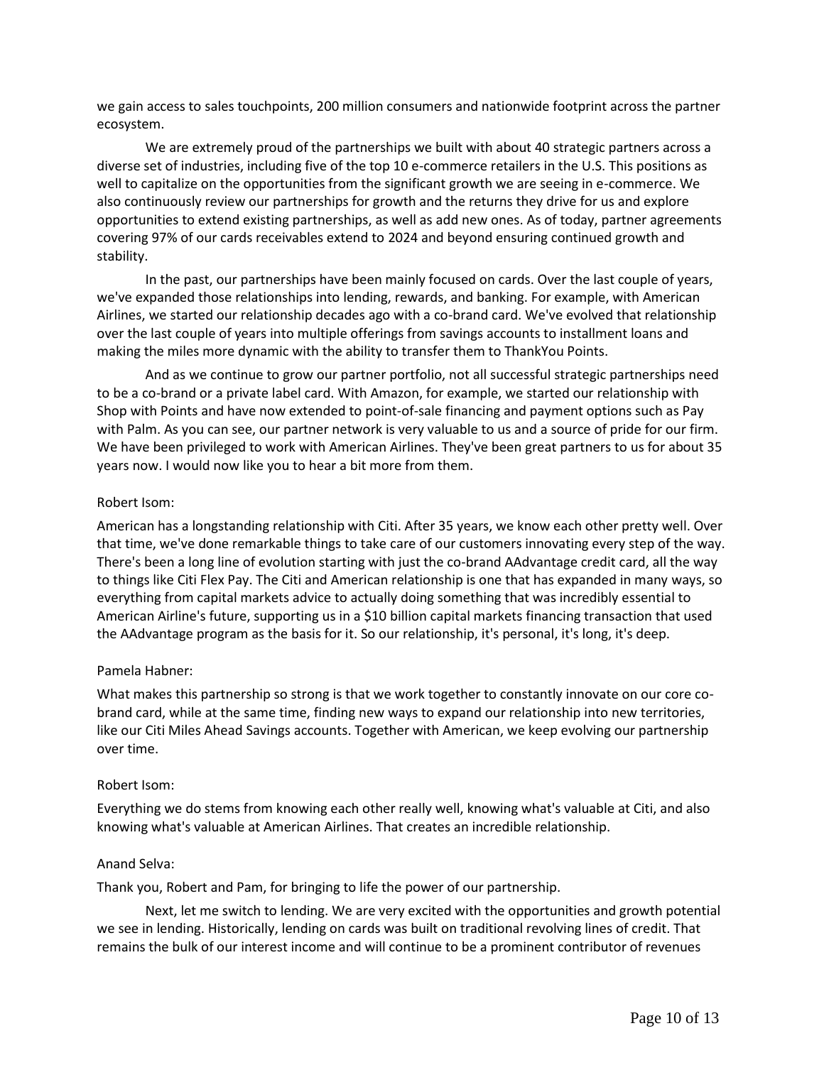we gain access to sales touchpoints, 200 million consumers and nationwide footprint across the partner ecosystem.

We are extremely proud of the partnerships we built with about 40 strategic partners across a diverse set of industries, including five of the top 10 e-commerce retailers in the U.S. This positions as well to capitalize on the opportunities from the significant growth we are seeing in e-commerce. We also continuously review our partnerships for growth and the returns they drive for us and explore opportunities to extend existing partnerships, as well as add new ones. As of today, partner agreements covering 97% of our cards receivables extend to 2024 and beyond ensuring continued growth and stability.

In the past, our partnerships have been mainly focused on cards. Over the last couple of years, we've expanded those relationships into lending, rewards, and banking. For example, with American Airlines, we started our relationship decades ago with a co-brand card. We've evolved that relationship over the last couple of years into multiple offerings from savings accounts to installment loans and making the miles more dynamic with the ability to transfer them to ThankYou Points.

And as we continue to grow our partner portfolio, not all successful strategic partnerships need to be a co-brand or a private label card. With Amazon, for example, we started our relationship with Shop with Points and have now extended to point-of-sale financing and payment options such as Pay with Palm. As you can see, our partner network is very valuable to us and a source of pride for our firm. We have been privileged to work with American Airlines. They've been great partners to us for about 35 years now. I would now like you to hear a bit more from them.

Robert Isom:

American has a longstanding relationship with Citi. After 35 years, we know each other pretty well. Over that time, we've done remarkable things to take care of our customers innovating every step of the way. There's been a long line of evolution starting with just the co-brand AAdvantage credit card, all the way to things like Citi Flex Pay. The Citi and American relationship is one that has expanded in many ways, so everything from capital markets advice to actually doing something that was incredibly essential to American Airline's future, supporting us in a $10 billion capital markets financing transaction that used the AAdvantage program as the basis for it. So our relationship, it's personal, it's long, it's deep.

Pamela Habner:

What makes this partnership so strong is that we work together to constantly innovate on our core co-brand card, while at the same time, finding new ways to expand our relationship into new territories, like our Citi Miles Ahead Savings accounts. Together with American, we keep evolving our partnership over time.

Robert Isom:

Everything we do stems from knowing each other really well, knowing what's valuable at Citi, and also knowing what's valuable at American Airlines. That creates an incredible relationship.

Anand Selva:

Thank you, Robert and Pam, for bringing to life the power of our partnership.

Next, let me switch to lending. We are very excited with the opportunities and growth potential we see in lending. Historically, lending on cards was built on traditional revolving lines of credit. That remains the bulk of our interest income and will continue to be a prominent contributor of revenues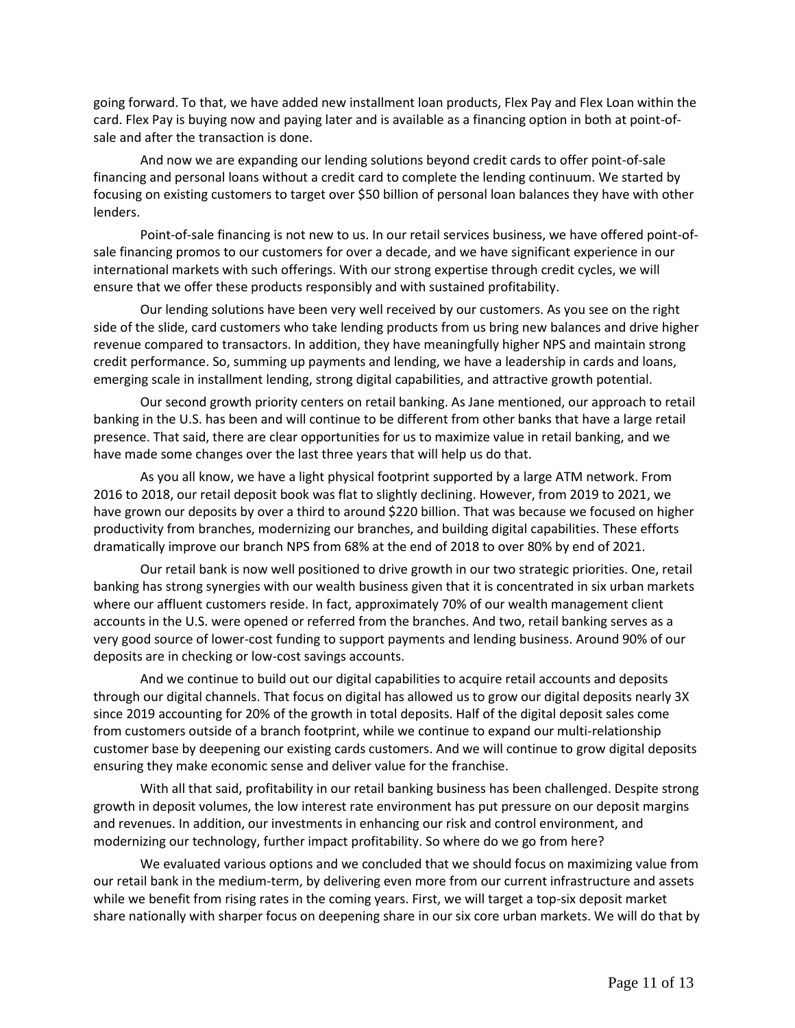going forward. To that, we have added new installment loan products, Flex Pay and Flex Loan within the card. Flex Pay is buying now and paying later and is available as a financing option in both at point-of-sale and after the transaction is done.

And now we are expanding our lending solutions beyond credit cards to offer point-of-sale financing and personal loans without a credit card to complete the lending continuum. We started by focusing on existing customers to target over $50 billion of personal loan balances they have with other lenders.

Point-of-sale financing is not new to us. In our retail services business, we have offered point-of-sale financing promos to our customers for over a decade, and we have significant experience in our international markets with such offerings. With our strong expertise through credit cycles, we will ensure that we offer these products responsibly and with sustained profitability.

Our lending solutions have been very well received by our customers. As you see on the right side of the slide, card customers who take lending products from us bring new balances and drive higher revenue compared to transactors. In addition, they have meaningfully higher NPS and maintain strong credit performance. So, summing up payments and lending, we have a leadership in cards and loans, emerging scale in installment lending, strong digital capabilities, and attractive growth potential.

Our second growth priority centers on retail banking. As Jane mentioned, our approach to retail banking in the U.S. has been and will continue to be different from other banks that have a large retail presence. That said, there are clear opportunities for us to maximize value in retail banking, and we have made some changes over the last three years that will help us do that.

As you all know, we have a light physical footprint supported by a large ATM network. From 2016 to 2018, our retail deposit book was flat to slightly declining. However, from 2019 to 2021, we have grown our deposits by over a third to around $220 billion. That was because we focused on higher productivity from branches, modernizing our branches, and building digital capabilities. These efforts dramatically improve our branch NPS from 68% at the end of 2018 to over 80% by end of 2021.

Our retail bank is now well positioned to drive growth in our two strategic priorities. One, retail banking has strong synergies with our wealth business given that it is concentrated in six urban markets where our affluent customers reside. In fact, approximately 70% of our wealth management client accounts in the U.S. were opened or referred from the branches. And two, retail banking serves as a very good source of lower-cost funding to support payments and lending business. Around 90% of our deposits are in checking or low-cost savings accounts.

And we continue to build out our digital capabilities to acquire retail accounts and deposits through our digital channels. That focus on digital has allowed us to grow our digital deposits nearly 3X since 2019 accounting for 20% of the growth in total deposits. Half of the digital deposit sales come from customers outside of a branch footprint, while we continue to expand our multi-relationship customer base by deepening our existing cards customers. And we will continue to grow digital deposits ensuring they make economic sense and deliver value for the franchise.

With all that said, profitability in our retail banking business has been challenged. Despite strong growth in deposit volumes, the low interest rate environment has put pressure on our deposit margins and revenues. In addition, our investments in enhancing our risk and control environment, and modernizing our technology, further impact profitability. So where do we go from here?

We evaluated various options and we concluded that we should focus on maximizing value from our retail bank in the medium-term, by delivering even more from our current infrastructure and assets while we benefit from rising rates in the coming years. First, we will target a top-six deposit market share nationally with sharper focus on deepening share in our six core urban markets. We will do that by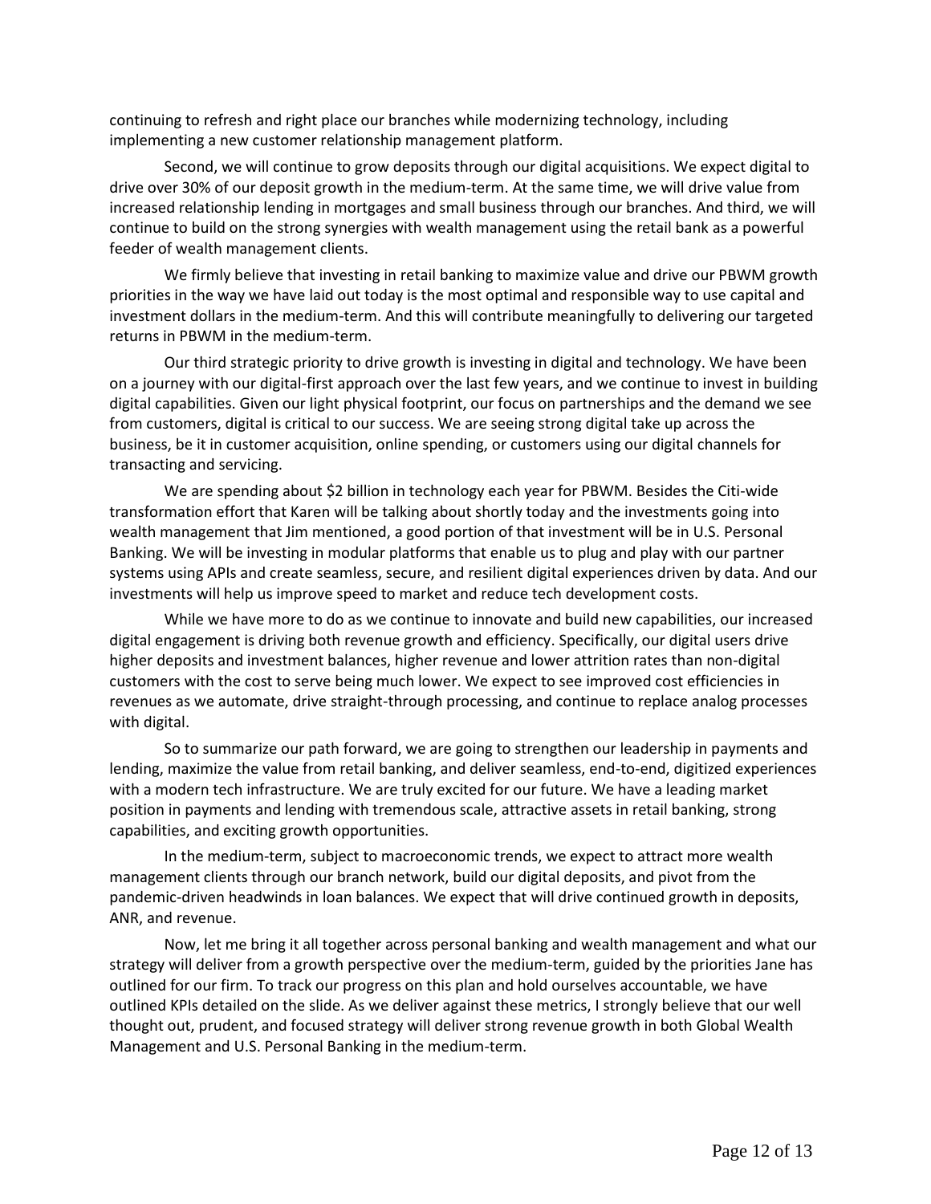continuing to refresh and right place our branches while modernizing technology, including implementing a new customer relationship management platform.

Second, we will continue to grow deposits through our digital acquisitions. We expect digital to drive over 30% of our deposit growth in the medium-term. At the same time, we will drive value from increased relationship lending in mortgages and small business through our branches. And third, we will continue to build on the strong synergies with wealth management using the retail bank as a powerful feeder of wealth management clients.

We firmly believe that investing in retail banking to maximize value and drive our PBWM growth priorities in the way we have laid out today is the most optimal and responsible way to use capital and investment dollars in the medium-term. And this will contribute meaningfully to delivering our targeted returns in PBWM in the medium-term.

Our third strategic priority to drive growth is investing in digital and technology. We have been on a journey with our digital-first approach over the last few years, and we continue to invest in building digital capabilities. Given our light physical footprint, our focus on partnerships and the demand we see from customers, digital is critical to our success. We are seeing strong digital take up across the business, be it in customer acquisition, online spending, or customers using our digital channels for transacting and servicing.

We are spending about $2 billion in technology each year for PBWM. Besides the Citi-wide transformation effort that Karen will be talking about shortly today and the investments going into wealth management that Jim mentioned, a good portion of that investment will be in U.S. Personal Banking. We will be investing in modular platforms that enable us to plug and play with our partner systems using APIs and create seamless, secure, and resilient digital experiences driven by data. And our investments will help us improve speed to market and reduce tech development costs.

While we have more to do as we continue to innovate and build new capabilities, our increased digital engagement is driving both revenue growth and efficiency. Specifically, our digital users drive higher deposits and investment balances, higher revenue and lower attrition rates than non-digital customers with the cost to serve being much lower. We expect to see improved cost efficiencies in revenues as we automate, drive straight-through processing, and continue to replace analog processes with digital.

So to summarize our path forward, we are going to strengthen our leadership in payments and lending, maximize the value from retail banking, and deliver seamless, end-to-end, digitized experiences with a modern tech infrastructure. We are truly excited for our future. We have a leading market position in payments and lending with tremendous scale, attractive assets in retail banking, strong capabilities, and exciting growth opportunities.

In the medium-term, subject to macroeconomic trends, we expect to attract more wealth management clients through our branch network, build our digital deposits, and pivot from the pandemic-driven headwinds in loan balances. We expect that will drive continued growth in deposits, ANR, and revenue.

Now, let me bring it all together across personal banking and wealth management and what our strategy will deliver from a growth perspective over the medium-term, guided by the priorities Jane has outlined for our firm. To track our progress on this plan and hold ourselves accountable, we have outlined KPIs detailed on the slide. As we deliver against these metrics, I strongly believe that our well thought out, prudent, and focused strategy will deliver strong revenue growth in both Global Wealth Management and U.S. Personal Banking in the medium-term.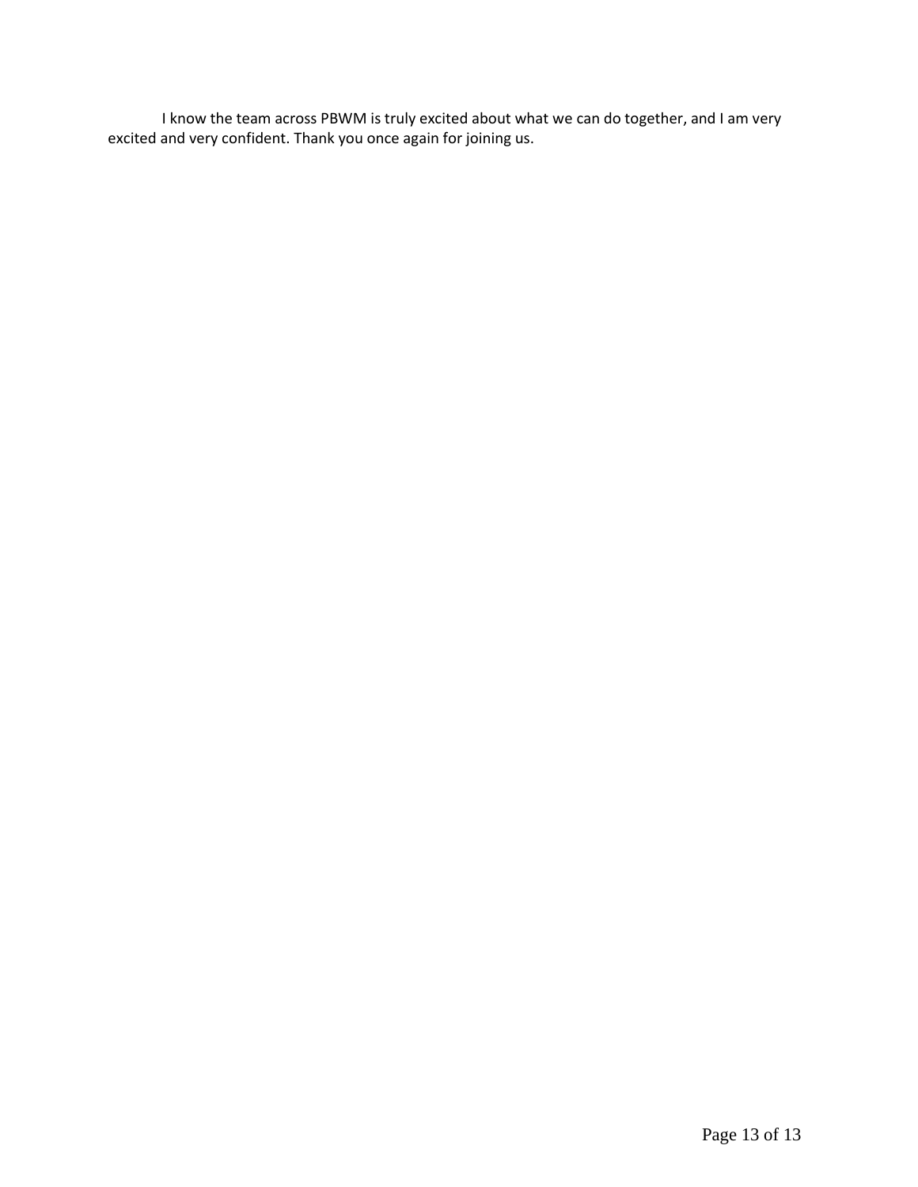I know the team across PBWM is truly excited about what we can do together, and I am very excited and very confident. Thank you once again for joining us.